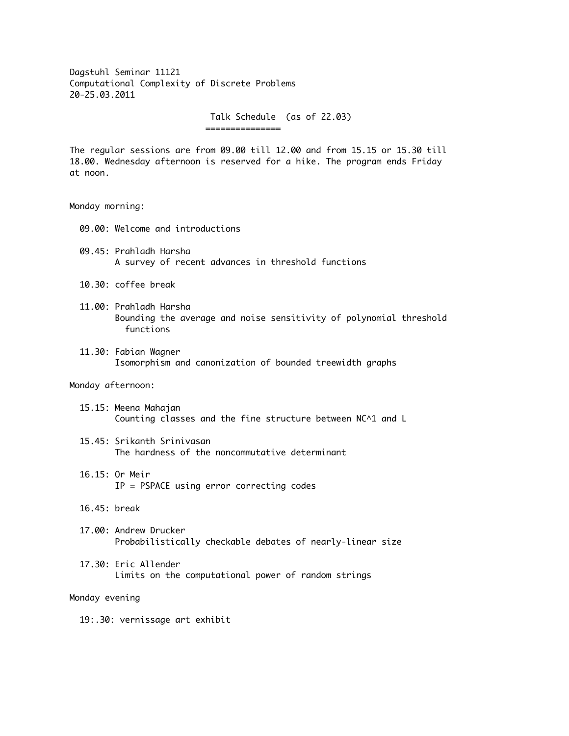Dagstuhl Seminar 11121
Computational Complexity of Discrete Problems
20-25.03.2011

## Talk Schedule (as of 22.03)

The regular sessions are from 09.00 till 12.00 and from 15.15 or 15.30 till 18.00. Wednesday afternoon is reserved for a hike. The program ends Friday at noon.

### Monday morning:

- 09.00: Welcome and introductions
- 09.45: Prahladh Harsha
  A survey of recent advances in threshold functions
- 10.30: coffee break
- 11.00: Prahladh Harsha
  Bounding the average and noise sensitivity of polynomial threshold functions
- 11.30: Fabian Wagner
  Isomorphism and canonization of bounded treewidth graphs

### Monday afternoon:

- 15.15: Meena Mahajan
  Counting classes and the fine structure between NC^1 and L
- 15.45: Srikanth Srinivasan
  The hardness of the noncommutative determinant
- 16.15: Or Meir
  IP = PSPACE using error correcting codes
- 16.45: break
- 17.00: Andrew Drucker
  Probabilistically checkable debates of nearly-linear size
- 17.30: Eric Allender
  Limits on the computational power of random strings

### Monday evening

- 19:.30: vernissage art exhibit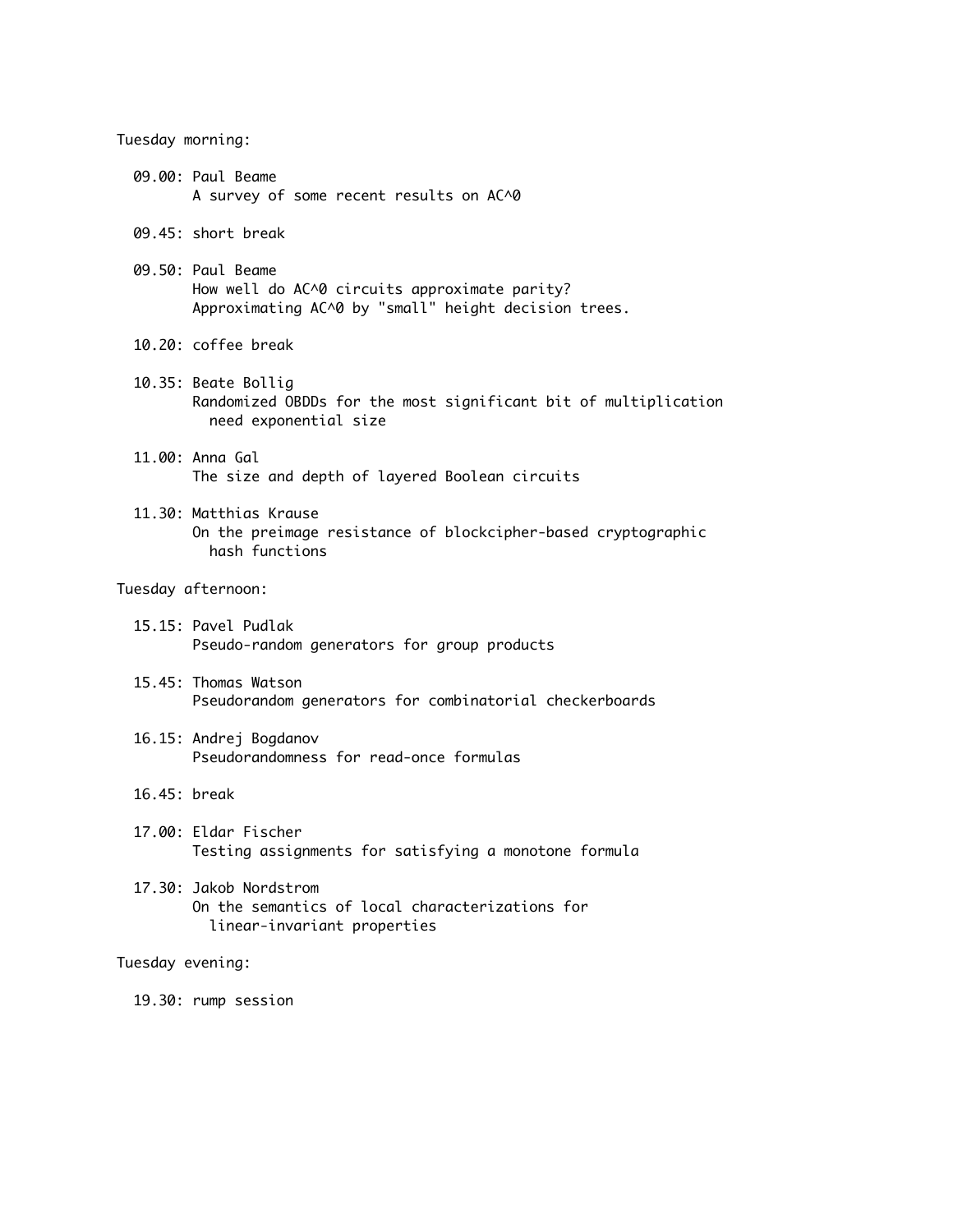Tuesday morning:

- 09.00: Paul Beame
  A survey of some recent results on AC^0

- 09.45: short break

- 09.50: Paul Beame
  How well do AC^0 circuits approximate parity?
  Approximating AC^0 by "small" height decision trees.

- 10.20: coffee break

- 10.35: Beate Bollig
  Randomized OBDDs for the most significant bit of multiplication need exponential size

- 11.00: Anna Gal
  The size and depth of layered Boolean circuits

- 11.30: Matthias Krause
  On the preimage resistance of blockcipher-based cryptographic hash functions

Tuesday afternoon:

- 15.15: Pavel Pudlak
  Pseudo-random generators for group products

- 15.45: Thomas Watson
  Pseudorandom generators for combinatorial checkerboards

- 16.15: Andrej Bogdanov
  Pseudorandomness for read-once formulas

- 16.45: break

- 17.00: Eldar Fischer
  Testing assignments for satisfying a monotone formula

- 17.30: Jakob Nordstrom
  On the semantics of local characterizations for linear-invariant properties

Tuesday evening:

- 19.30: rump session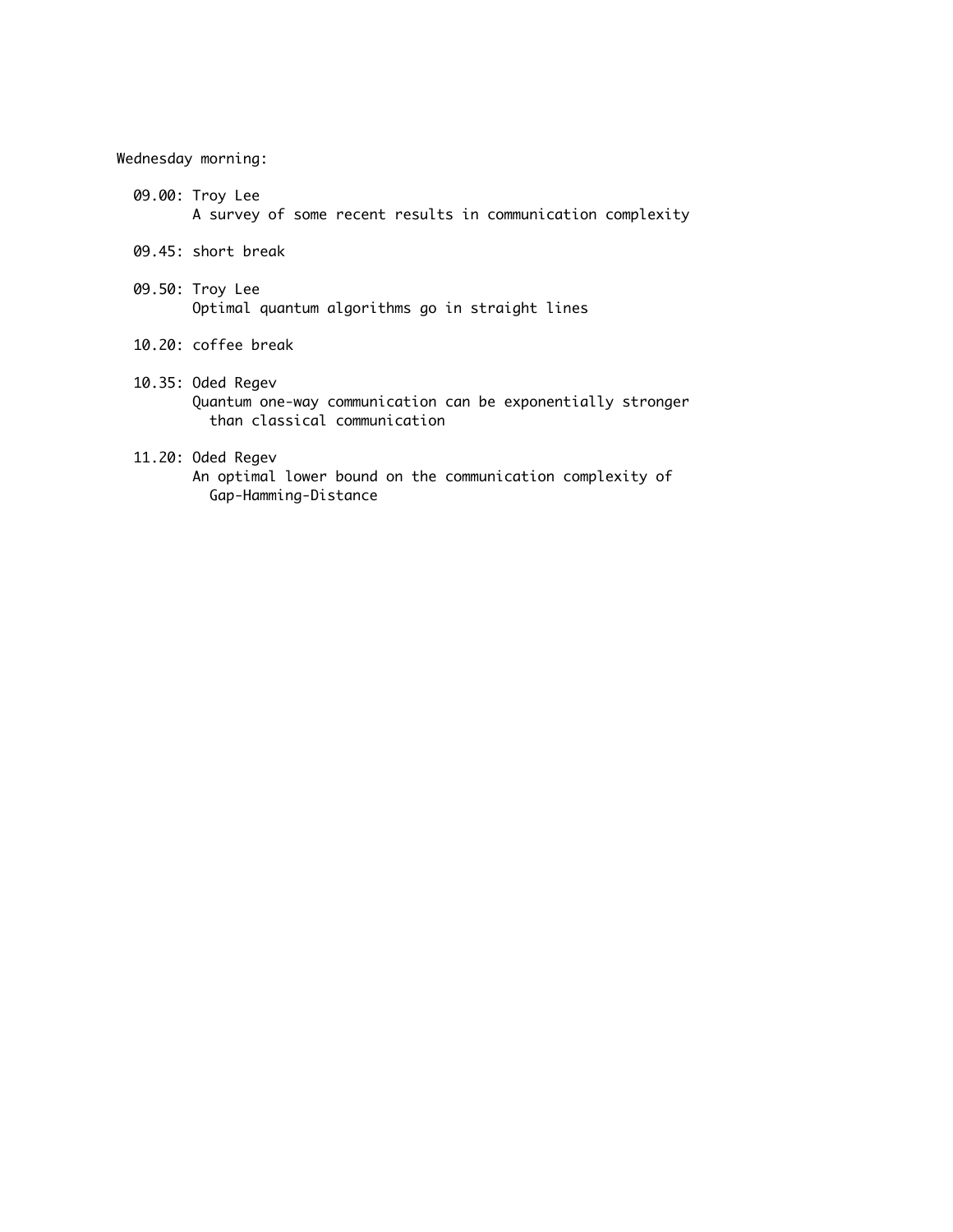Wednesday morning:

- 09.00: Troy Lee
  A survey of some recent results in communication complexity

- 09.45: short break

- 09.50: Troy Lee
  Optimal quantum algorithms go in straight lines

- 10.20: coffee break

- 10.35: Oded Regev
  Quantum one-way communication can be exponentially stronger than classical communication

- 11.20: Oded Regev
  An optimal lower bound on the communication complexity of Gap-Hamming-Distance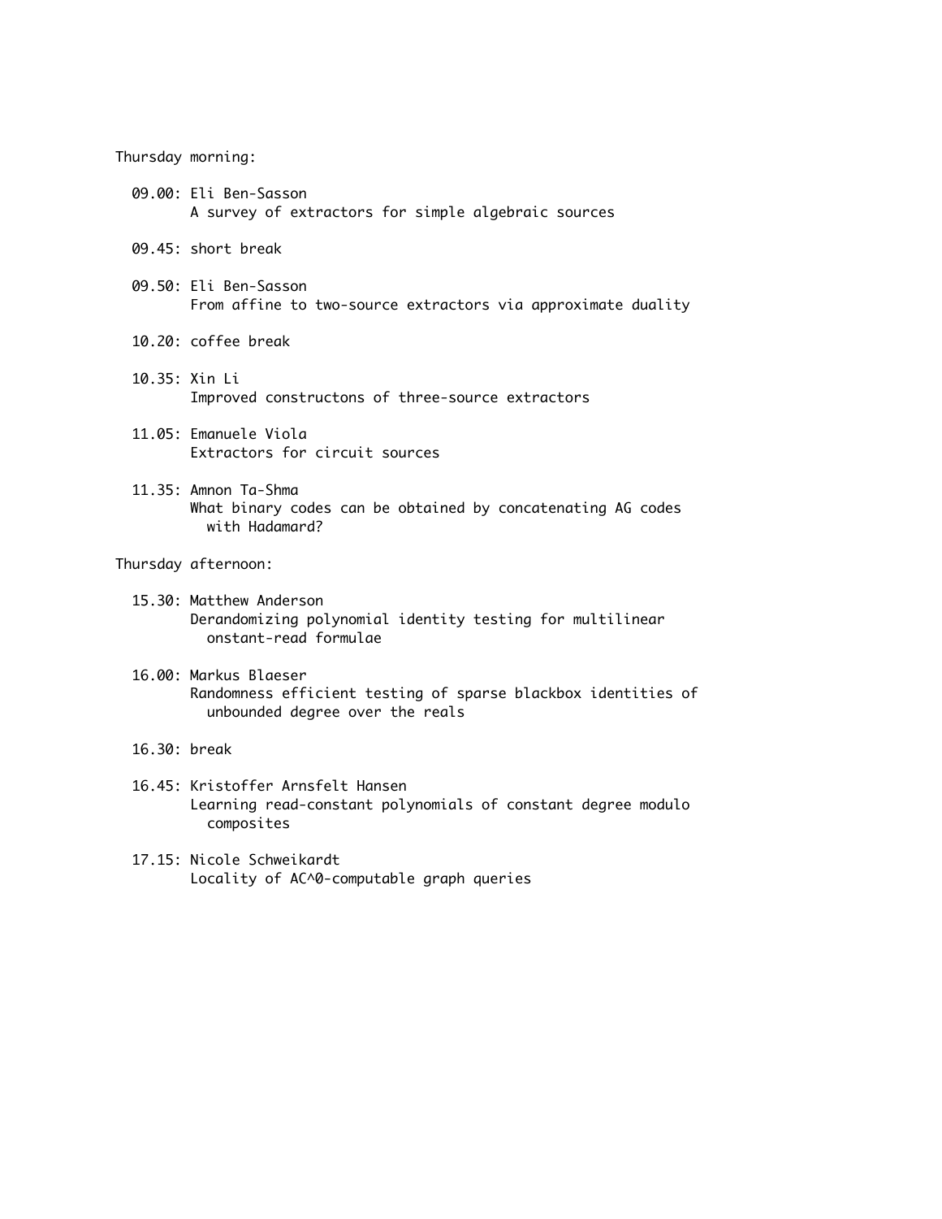Thursday morning:

- 09.00: Eli Ben-Sasson
  A survey of extractors for simple algebraic sources

- 09.45: short break

- 09.50: Eli Ben-Sasson
  From affine to two-source extractors via approximate duality

- 10.20: coffee break

- 10.35: Xin Li
  Improved constructons of three-source extractors

- 11.05: Emanuele Viola
  Extractors for circuit sources

- 11.35: Amnon Ta-Shma
  What binary codes can be obtained by concatenating AG codes with Hadamard?

Thursday afternoon:

- 15.30: Matthew Anderson
  Derandomizing polynomial identity testing for multilinear onstant-read formulae

- 16.00: Markus Blaeser
  Randomness efficient testing of sparse blackbox identities of unbounded degree over the reals

- 16.30: break

- 16.45: Kristoffer Arnsfelt Hansen
  Learning read-constant polynomials of constant degree modulo composites

- 17.15: Nicole Schweikardt
  Locality of AC^0-computable graph queries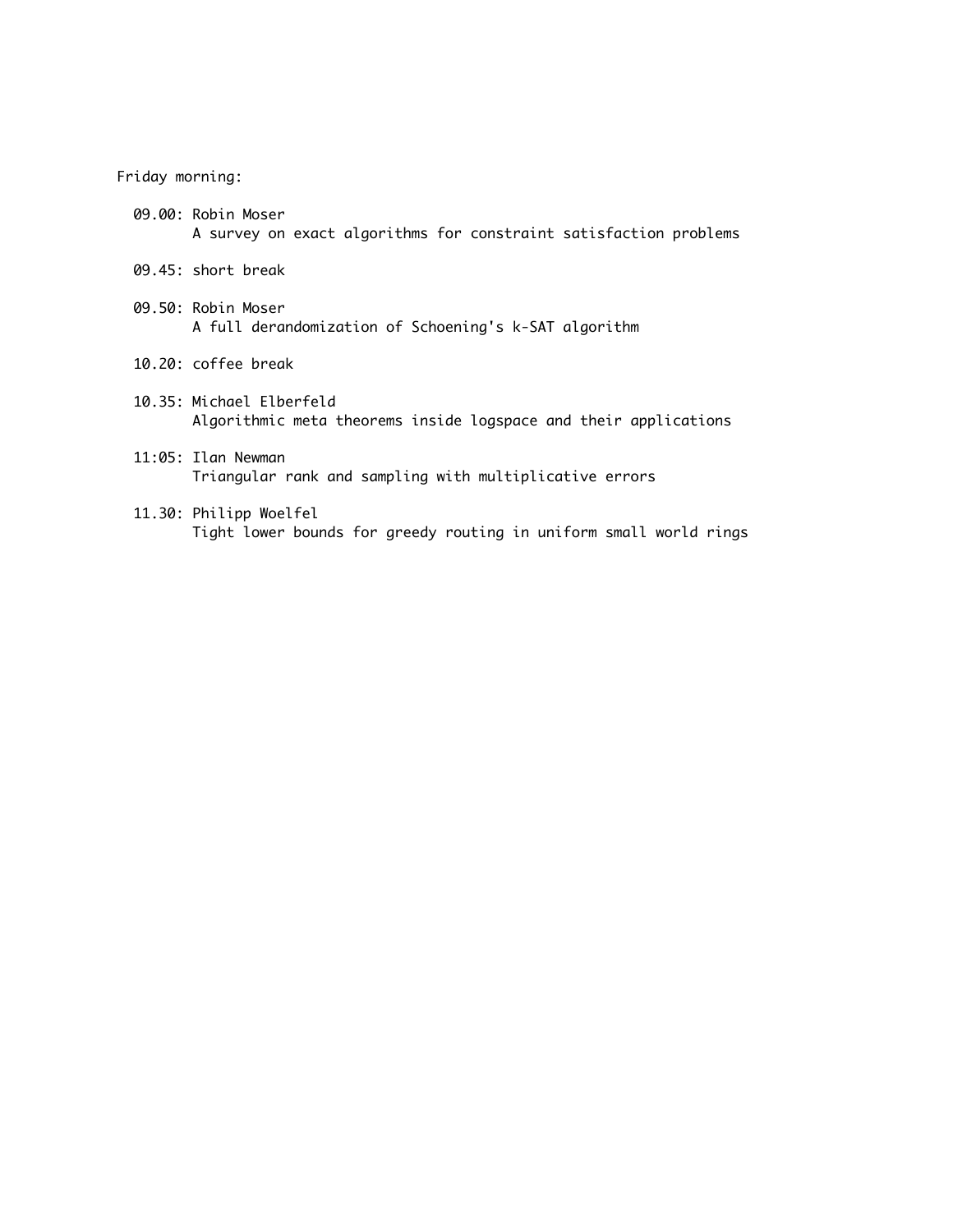Friday morning:

09.00: Robin Moser
A survey on exact algorithms for constraint satisfaction problems

09.45: short break

09.50: Robin Moser
A full derandomization of Schoening's k-SAT algorithm

10.20: coffee break

10.35: Michael Elberfeld
Algorithmic meta theorems inside logspace and their applications

11:05: Ilan Newman
Triangular rank and sampling with multiplicative errors

11.30: Philipp Woelfel
Tight lower bounds for greedy routing in uniform small world rings